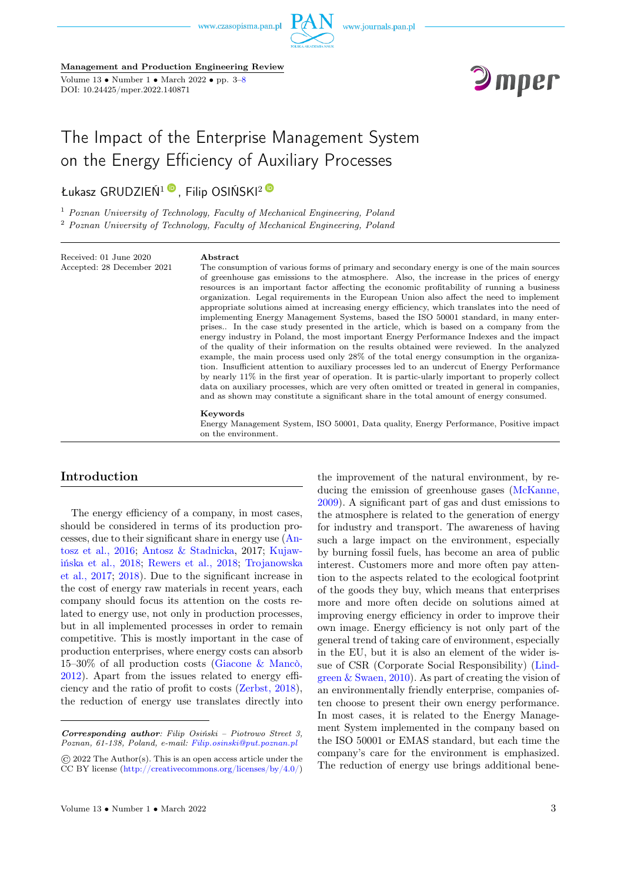# The Impact of the Enterprise Management System on the Energy Efficiency of Auxiliary Processes

Łukasz GRUDZIEŃ[1], Filip OSIŃSKI[2]

[1] *Poznan University of Technology, Faculty of Mechanical Engineering, Poland*
[2] *Poznan University of Technology, Faculty of Mechanical Engineering, Poland*

Received: 01 June 2020
Accepted: 28 December 2021

**Abstract**

The consumption of various forms of primary and secondary energy is one of the main sources of greenhouse gas emissions to the atmosphere. Also, the increase in the prices of energy resources is an important factor affecting the economic profitability of running a business organization. Legal requirements in the European Union also affect the need to implement appropriate solutions aimed at increasing energy efficiency, which translates into the need of implementing Energy Management Systems, based the ISO 50001 standard, in many enterprises.. In the case study presented in the article, which is based on a company from the energy industry in Poland, the most important Energy Performance Indexes and the impact of the quality of their information on the results obtained were reviewed. In the analyzed example, the main process used only 28% of the total energy consumption in the organization. Insufficient attention to auxiliary processes led to an undercut of Energy Performance by nearly 11% in the first year of operation. It is partic-ularly important to properly collect data on auxiliary processes, which are very often omitted or treated in general in companies, and as shown may constitute a significant share in the total amount of energy consumed.

**Keywords**

Energy Management System, ISO 50001, Data quality, Energy Performance, Positive impact on the environment.

## Introduction

The energy efficiency of a company, in most cases, should be considered in terms of its production processes, due to their significant share in energy use (Antosz et al., 2016; Antosz & Stadnicka, 2017; Kujawińska et al., 2018; Rewers et al., 2018; Trojanowska et al., 2017; 2018). Due to the significant increase in the cost of energy raw materials in recent years, each company should focus its attention on the costs related to energy use, not only in production processes, but in all implemented processes in order to remain competitive. This is mostly important in the case of production enterprises, where energy costs can absorb 15–30% of all production costs (Giacone & Mancò, 2012). Apart from the issues related to energy efficiency and the ratio of profit to costs (Zerbst, 2018), the reduction of energy use translates directly into the improvement of the natural environment, by reducing the emission of greenhouse gases (McKanne, 2009). A significant part of gas and dust emissions to the atmosphere is related to the generation of energy for industry and transport. The awareness of having such a large impact on the environment, especially by burning fossil fuels, has become an area of public interest. Customers more and more often pay attention to the aspects related to the ecological footprint of the goods they buy, which means that enterprises more and more often decide on solutions aimed at improving energy efficiency in order to improve their own image. Energy efficiency is not only part of the general trend of taking care of environment, especially in the EU, but it is also an element of the wider issue of CSR (Corporate Social Responsibility) (Lindgreen & Swaen, 2010). As part of creating the vision of an environmentally friendly enterprise, companies often choose to present their own energy performance. In most cases, it is related to the Energy Management System implemented in the company based on the ISO 50001 or EMAS standard, but each time the company's care for the environment is emphasized. The reduction of energy use brings additional bene-

***Corresponding author**: Filip Osiński – Piotrowo Street 3, Poznan, 61-138, Poland, e-mail: Filip.osinski@put.poznan.pl*

© 2022 The Author(s). This is an open access article under the CC BY license (http://creativecommons.org/licenses/by/4.0/)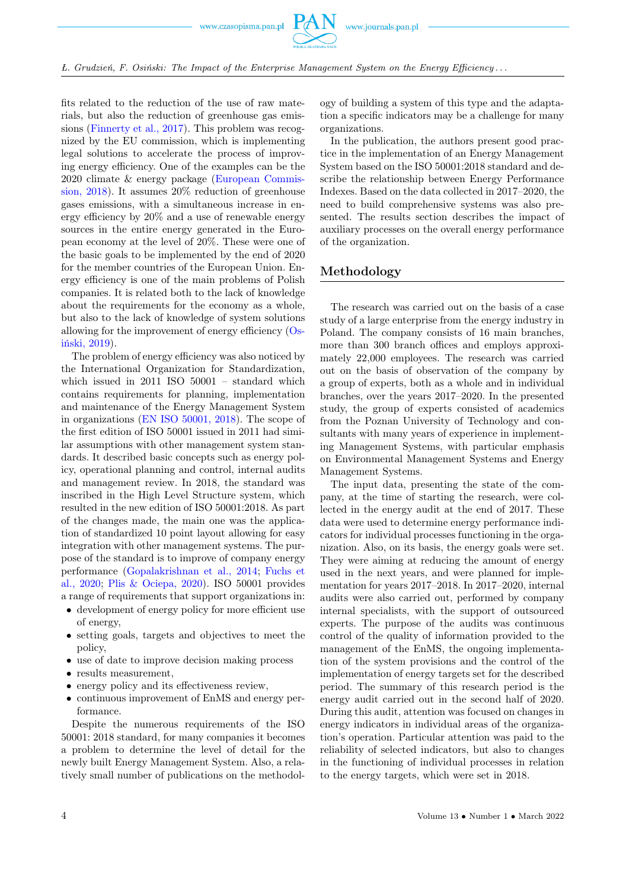fits related to the reduction of the use of raw materials, but also the reduction of greenhouse gas emissions (Finnerty et al., 2017). This problem was recognized by the EU commission, which is implementing legal solutions to accelerate the process of improving energy efficiency. One of the examples can be the 2020 climate & energy package (European Commission, 2018). It assumes 20% reduction of greenhouse gases emissions, with a simultaneous increase in energy efficiency by 20% and a use of renewable energy sources in the entire energy generated in the European economy at the level of 20%. These were one of the basic goals to be implemented by the end of 2020 for the member countries of the European Union. Energy efficiency is one of the main problems of Polish companies. It is related both to the lack of knowledge about the requirements for the economy as a whole, but also to the lack of knowledge of system solutions allowing for the improvement of energy efficiency (Osiński, 2019).

The problem of energy efficiency was also noticed by the International Organization for Standardization, which issued in 2011 ISO 50001 – standard which contains requirements for planning, implementation and maintenance of the Energy Management System in organizations (EN ISO 50001, 2018). The scope of the first edition of ISO 50001 issued in 2011 had similar assumptions with other management system standards. It described basic concepts such as energy policy, operational planning and control, internal audits and management review. In 2018, the standard was inscribed in the High Level Structure system, which resulted in the new edition of ISO 50001:2018. As part of the changes made, the main one was the application of standardized 10 point layout allowing for easy integration with other management systems. The purpose of the standard is to improve of company energy performance (Gopalakrishnan et al., 2014; Fuchs et al., 2020; Plis & Ociepa, 2020). ISO 50001 provides a range of requirements that support organizations in:

- development of energy policy for more efficient use of energy,
- setting goals, targets and objectives to meet the policy,
- use of date to improve decision making process
- results measurement,
- energy policy and its effectiveness review,
- continuous improvement of EnMS and energy performance.

Despite the numerous requirements of the ISO 50001: 2018 standard, for many companies it becomes a problem to determine the level of detail for the newly built Energy Management System. Also, a relatively small number of publications on the methodology of building a system of this type and the adaptation a specific indicators may be a challenge for many organizations.

In the publication, the authors present good practice in the implementation of an Energy Management System based on the ISO 50001:2018 standard and describe the relationship between Energy Performance Indexes. Based on the data collected in 2017–2020, the need to build comprehensive systems was also presented. The results section describes the impact of auxiliary processes on the overall energy performance of the organization.

## Methodology

The research was carried out on the basis of a case study of a large enterprise from the energy industry in Poland. The company consists of 16 main branches, more than 300 branch offices and employs approximately 22,000 employees. The research was carried out on the basis of observation of the company by a group of experts, both as a whole and in individual branches, over the years 2017–2020. In the presented study, the group of experts consisted of academics from the Poznan University of Technology and consultants with many years of experience in implementing Management Systems, with particular emphasis on Environmental Management Systems and Energy Management Systems.

The input data, presenting the state of the company, at the time of starting the research, were collected in the energy audit at the end of 2017. These data were used to determine energy performance indicators for individual processes functioning in the organization. Also, on its basis, the energy goals were set. They were aiming at reducing the amount of energy used in the next years, and were planned for implementation for years 2017–2018. In 2017–2020, internal audits were also carried out, performed by company internal specialists, with the support of outsourced experts. The purpose of the audits was continuous control of the quality of information provided to the management of the EnMS, the ongoing implementation of the system provisions and the control of the implementation of energy targets set for the described period. The summary of this research period is the energy audit carried out in the second half of 2020. During this audit, attention was focused on changes in energy indicators in individual areas of the organization's operation. Particular attention was paid to the reliability of selected indicators, but also to changes in the functioning of individual processes in relation to the energy targets, which were set in 2018.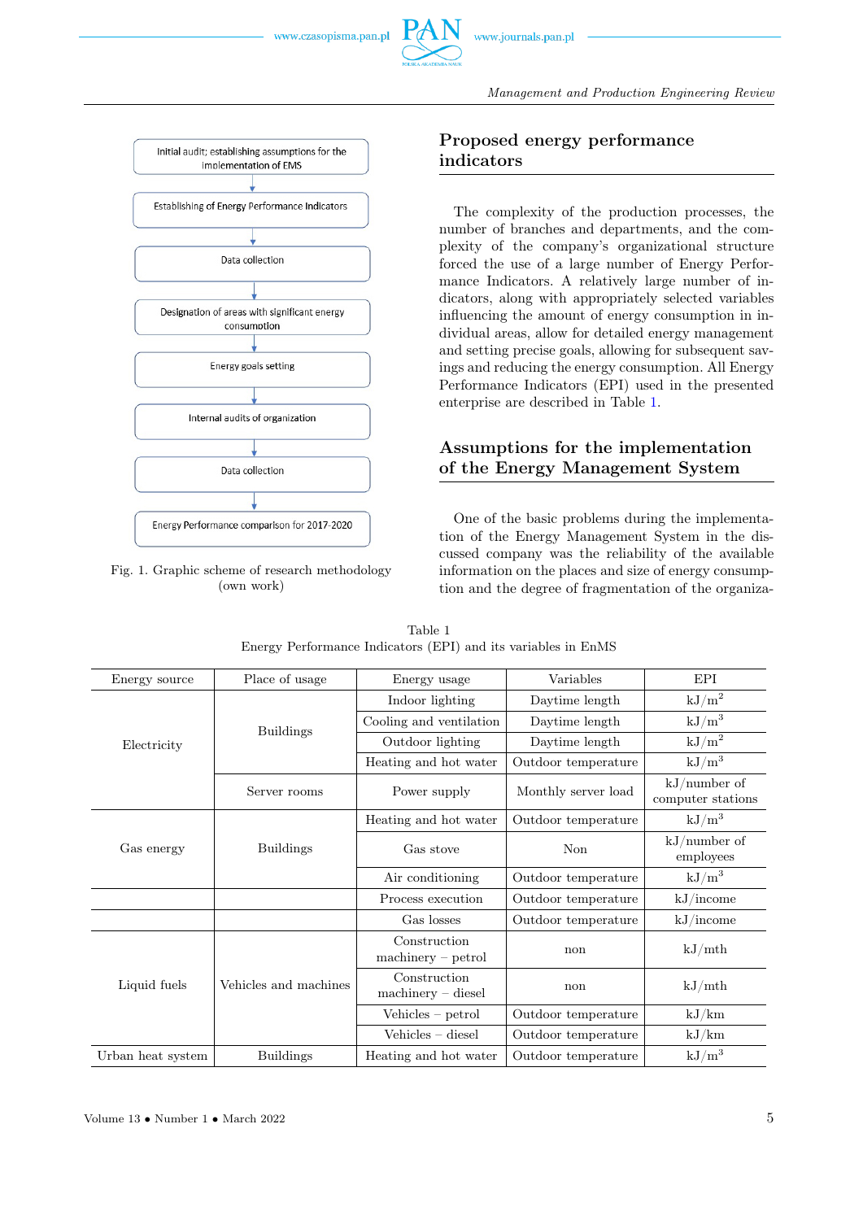Initial audit; establishing assumptions for the implementation of EMS

Establishing of Energy Performance Indicators

Data collection

Designation of areas with significant energy consumption

Energy goals setting

Internal audits of organization

Data collection

Energy Performance comparison for 2017-2020

Fig. 1. Graphic scheme of research methodology (own work)

## Proposed energy performance indicators

The complexity of the production processes, the number of branches and departments, and the complexity of the company's organizational structure forced the use of a large number of Energy Performance Indicators. A relatively large number of indicators, along with appropriately selected variables influencing the amount of energy consumption in individual areas, allow for detailed energy management and setting precise goals, allowing for subsequent savings and reducing the energy consumption. All Energy Performance Indicators (EPI) used in the presented enterprise are described in Table 1.

## Assumptions for the implementation of the Energy Management System

One of the basic problems during the implementation of the Energy Management System in the discussed company was the reliability of the available information on the places and size of energy consumption and the degree of fragmentation of the organiza-

Table 1
Energy Performance Indicators (EPI) and its variables in EnMS

| Energy source | Place of usage | Energy usage | Variables | EPI |
|---|---|---|---|---|
| Electricity | Buildings | Indoor lighting | Daytime length | kJ/m$^2$ |
| | | Cooling and ventilation | Daytime length | kJ/m$^3$ |
| | | Outdoor lighting | Daytime length | kJ/m$^2$ |
| | | Heating and hot water | Outdoor temperature | kJ/m$^3$ |
| | Server rooms | Power supply | Monthly server load | kJ/number of computer stations |
| Gas energy | Buildings | Heating and hot water | Outdoor temperature | kJ/m$^3$ |
| | | Gas stove | Non | kJ/number of employees |
| | | Air conditioning | Outdoor temperature | kJ/m$^3$ |
| | | Process execution | Outdoor temperature | kJ/income |
| | | Gas losses | Outdoor temperature | kJ/income |
| Liquid fuels | Vehicles and machines | Construction machinery – petrol | non | kJ/mth |
| | | Construction machinery – diesel | non | kJ/mth |
| | | Vehicles – petrol | Outdoor temperature | kJ/km |
| | | Vehicles – diesel | Outdoor temperature | kJ/km |
| Urban heat system | Buildings | Heating and hot water | Outdoor temperature | kJ/m$^3$ |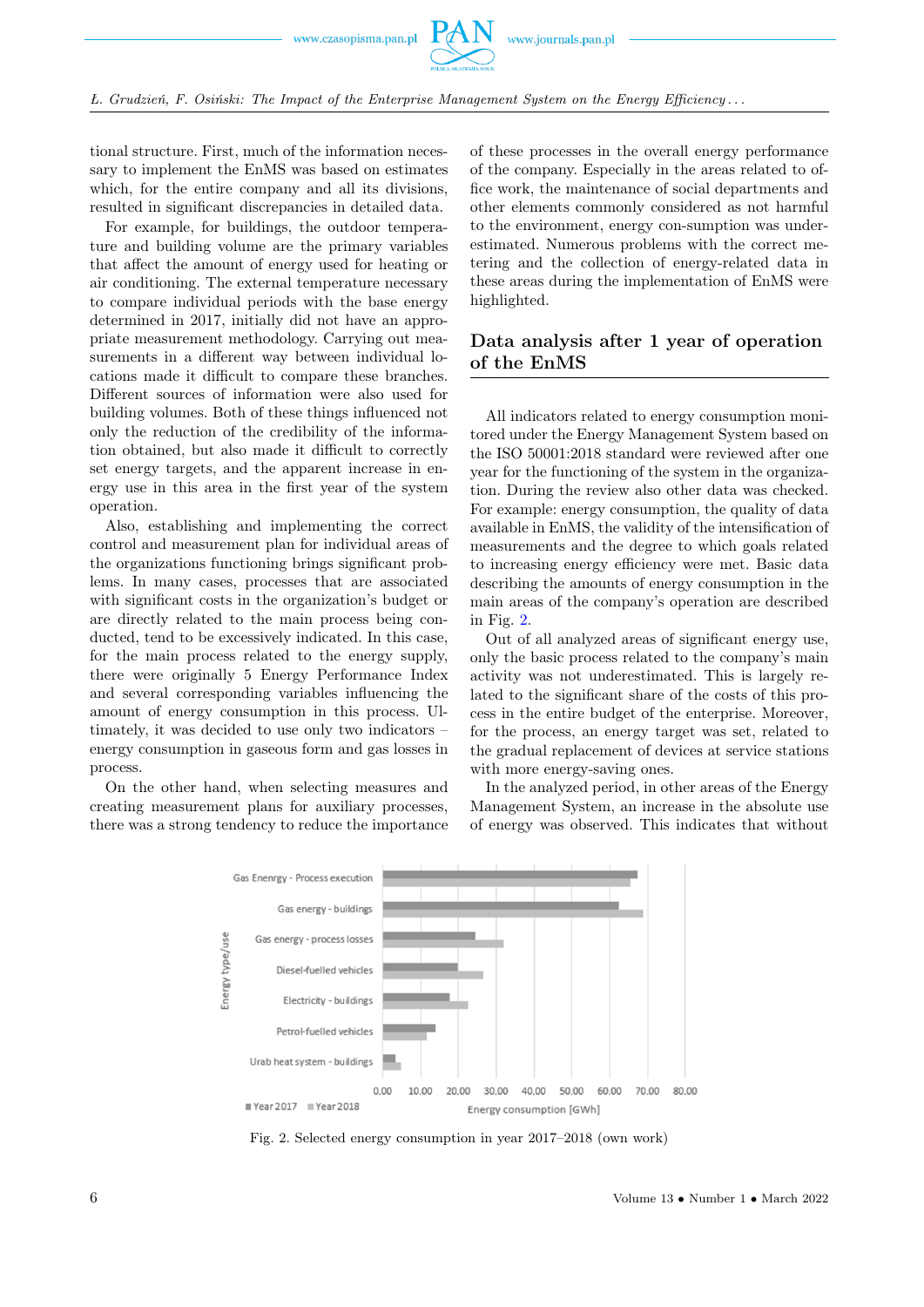tional structure. First, much of the information necessary to implement the EnMS was based on estimates which, for the entire company and all its divisions, resulted in significant discrepancies in detailed data.

For example, for buildings, the outdoor temperature and building volume are the primary variables that affect the amount of energy used for heating or air conditioning. The external temperature necessary to compare individual periods with the base energy determined in 2017, initially did not have an appropriate measurement methodology. Carrying out measurements in a different way between individual locations made it difficult to compare these branches. Different sources of information were also used for building volumes. Both of these things influenced not only the reduction of the credibility of the information obtained, but also made it difficult to correctly set energy targets, and the apparent increase in energy use in this area in the first year of the system operation.

Also, establishing and implementing the correct control and measurement plan for individual areas of the organizations functioning brings significant problems. In many cases, processes that are associated with significant costs in the organization's budget or are directly related to the main process being conducted, tend to be excessively indicated. In this case, for the main process related to the energy supply, there were originally 5 Energy Performance Index and several corresponding variables influencing the amount of energy consumption in this process. Ultimately, it was decided to use only two indicators – energy consumption in gaseous form and gas losses in process.

On the other hand, when selecting measures and creating measurement plans for auxiliary processes, there was a strong tendency to reduce the importance of these processes in the overall energy performance of the company. Especially in the areas related to office work, the maintenance of social departments and other elements commonly considered as not harmful to the environment, energy con-sumption was underestimated. Numerous problems with the correct metering and the collection of energy-related data in these areas during the implementation of EnMS were highlighted.

## Data analysis after 1 year of operation of the EnMS

All indicators related to energy consumption monitored under the Energy Management System based on the ISO 50001:2018 standard were reviewed after one year for the functioning of the system in the organization. During the review also other data was checked. For example: energy consumption, the quality of data available in EnMS, the validity of the intensification of measurements and the degree to which goals related to increasing energy efficiency were met. Basic data describing the amounts of energy consumption in the main areas of the company's operation are described in Fig. 2.

Out of all analyzed areas of significant energy use, only the basic process related to the company's main activity was not underestimated. This is largely related to the significant share of the costs of this process in the entire budget of the enterprise. Moreover, for the process, an energy target was set, related to the gradual replacement of devices at service stations with more energy-saving ones.

In the analyzed period, in other areas of the Energy Management System, an increase in the absolute use of energy was observed. This indicates that without

Fig. 2. Selected energy consumption in year 2017–2018 (own work)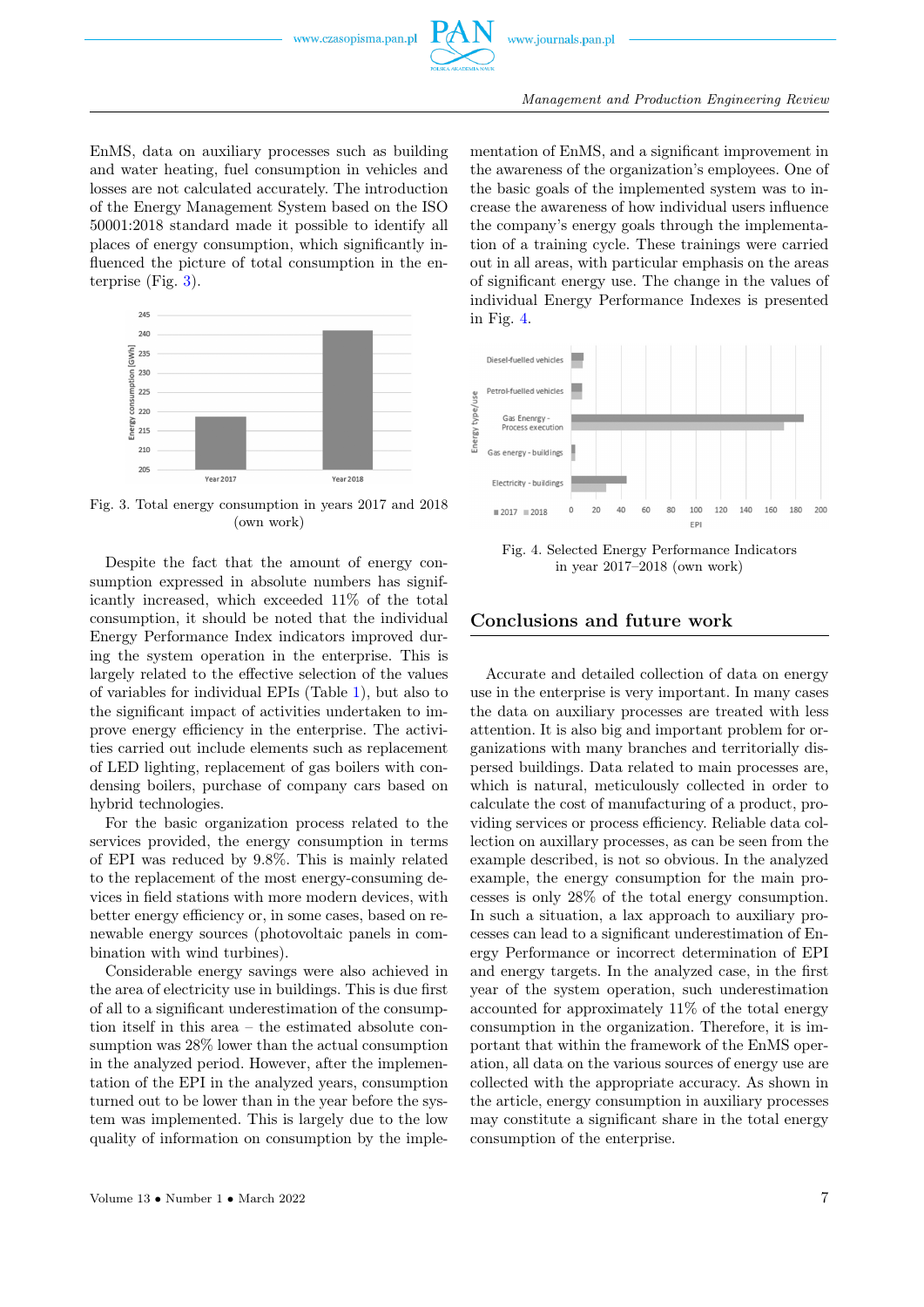EnMS, data on auxiliary processes such as building and water heating, fuel consumption in vehicles and losses are not calculated accurately. The introduction of the Energy Management System based on the ISO 50001:2018 standard made it possible to identify all places of energy consumption, which significantly influenced the picture of total consumption in the enterprise (Fig. 3).

Fig. 3. Total energy consumption in years 2017 and 2018 (own work)

Despite the fact that the amount of energy consumption expressed in absolute numbers has significantly increased, which exceeded 11% of the total consumption, it should be noted that the individual Energy Performance Index indicators improved during the system operation in the enterprise. This is largely related to the effective selection of the values of variables for individual EPIs (Table 1), but also to the significant impact of activities undertaken to improve energy efficiency in the enterprise. The activities carried out include elements such as replacement of LED lighting, replacement of gas boilers with condensing boilers, purchase of company cars based on hybrid technologies.

For the basic organization process related to the services provided, the energy consumption in terms of EPI was reduced by 9.8%. This is mainly related to the replacement of the most energy-consuming devices in field stations with more modern devices, with better energy efficiency or, in some cases, based on renewable energy sources (photovoltaic panels in combination with wind turbines).

Considerable energy savings were also achieved in the area of electricity use in buildings. This is due first of all to a significant underestimation of the consumption itself in this area – the estimated absolute consumption was 28% lower than the actual consumption in the analyzed period. However, after the implementation of the EPI in the analyzed years, consumption turned out to be lower than in the year before the system was implemented. This is largely due to the low quality of information on consumption by the implementation of EnMS, and a significant improvement in the awareness of the organization's employees. One of the basic goals of the implemented system was to increase the awareness of how individual users influence the company's energy goals through the implementation of a training cycle. These trainings were carried out in all areas, with particular emphasis on the areas of significant energy use. The change in the values of individual Energy Performance Indexes is presented in Fig. 4.

Fig. 4. Selected Energy Performance Indicators in year 2017–2018 (own work)

## Conclusions and future work

Accurate and detailed collection of data on energy use in the enterprise is very important. In many cases the data on auxiliary processes are treated with less attention. It is also big and important problem for organizations with many branches and territorially dispersed buildings. Data related to main processes are, which is natural, meticulously collected in order to calculate the cost of manufacturing of a product, providing services or process efficiency. Reliable data collection on auxillary processes, as can be seen from the example described, is not so obvious. In the analyzed example, the energy consumption for the main processes is only 28% of the total energy consumption. In such a situation, a lax approach to auxiliary processes can lead to a significant underestimation of Energy Performance or incorrect determination of EPI and energy targets. In the analyzed case, in the first year of the system operation, such underestimation accounted for approximately 11% of the total energy consumption in the organization. Therefore, it is important that within the framework of the EnMS operation, all data on the various sources of energy use are collected with the appropriate accuracy. As shown in the article, energy consumption in auxiliary processes may constitute a significant share in the total energy consumption of the enterprise.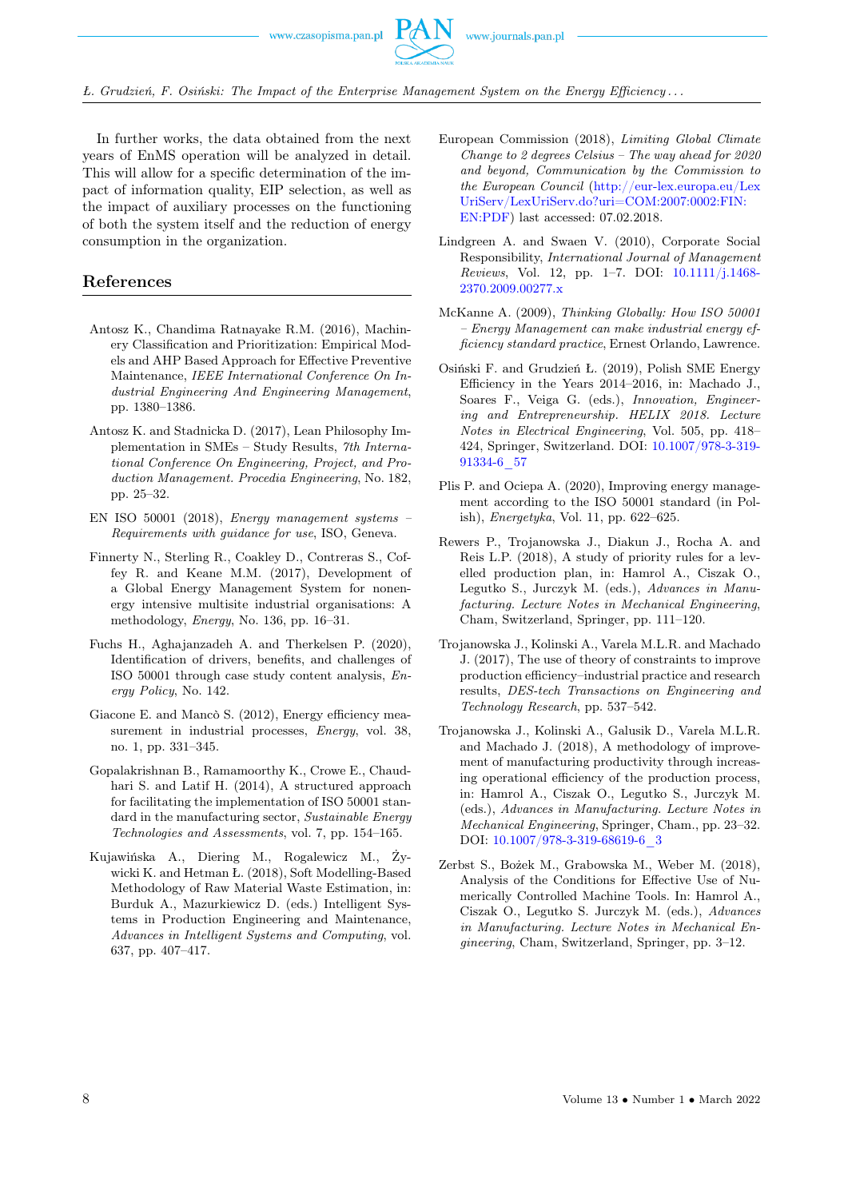In further works, the data obtained from the next years of EnMS operation will be analyzed in detail. This will allow for a specific determination of the impact of information quality, EIP selection, as well as the impact of auxiliary processes on the functioning of both the system itself and the reduction of energy consumption in the organization.

## References

Antosz K., Chandima Ratnayake R.M. (2016), Machinery Classification and Prioritization: Empirical Models and AHP Based Approach for Effective Preventive Maintenance, *IEEE International Conference On Industrial Engineering And Engineering Management*, pp. 1380–1386.

Antosz K. and Stadnicka D. (2017), Lean Philosophy Implementation in SMEs – Study Results, *7th International Conference On Engineering, Project, and Production Management. Procedia Engineering*, No. 182, pp. 25–32.

EN ISO 50001 (2018), *Energy management systems – Requirements with guidance for use*, ISO, Geneva.

Finnerty N., Sterling R., Coakley D., Contreras S., Coffey R. and Keane M.M. (2017), Development of a Global Energy Management System for nonenergy intensive multisite industrial organisations: A methodology, *Energy*, No. 136, pp. 16–31.

Fuchs H., Aghajanzadeh A. and Therkelsen P. (2020), Identification of drivers, benefits, and challenges of ISO 50001 through case study content analysis, *Energy Policy*, No. 142.

Giacone E. and Mancò S. (2012), Energy efficiency measurement in industrial processes, *Energy*, vol. 38, no. 1, pp. 331–345.

Gopalakrishnan B., Ramamoorthy K., Crowe E., Chaudhari S. and Latif H. (2014), A structured approach for facilitating the implementation of ISO 50001 standard in the manufacturing sector, *Sustainable Energy Technologies and Assessments*, vol. 7, pp. 154–165.

Kujawińska A., Diering M., Rogalewicz M., Żywicki K. and Hetman Ł. (2018), Soft Modelling-Based Methodology of Raw Material Waste Estimation, in: Burduk A., Mazurkiewicz D. (eds.) Intelligent Systems in Production Engineering and Maintenance, *Advances in Intelligent Systems and Computing*, vol. 637, pp. 407–417.

European Commission (2018), *Limiting Global Climate Change to 2 degrees Celsius – The way ahead for 2020 and beyond, Communication by the Commission to the European Council* (http://eur-lex.europa.eu/LexUriServ/LexUriServ.do?uri=COM:2007:0002:FIN:EN:PDF) last accessed: 07.02.2018.

Lindgreen A. and Swaen V. (2010), Corporate Social Responsibility, *International Journal of Management Reviews*, Vol. 12, pp. 1–7. DOI: 10.1111/j.1468-2370.2009.00277.x

McKanne A. (2009), *Thinking Globally: How ISO 50001 – Energy Management can make industrial energy efficiency standard practice*, Ernest Orlando, Lawrence.

Osiński F. and Grudzień Ł. (2019), Polish SME Energy Efficiency in the Years 2014–2016, in: Machado J., Soares F., Veiga G. (eds.), *Innovation, Engineering and Entrepreneurship. HELIX 2018. Lecture Notes in Electrical Engineering*, Vol. 505, pp. 418–424, Springer, Switzerland. DOI: 10.1007/978-3-319-91334-6_57

Plis P. and Ociepa A. (2020), Improving energy management according to the ISO 50001 standard (in Polish), *Energetyka*, Vol. 11, pp. 622–625.

Rewers P., Trojanowska J., Diakun J., Rocha A. and Reis L.P. (2018), A study of priority rules for a levelled production plan, in: Hamrol A., Ciszak O., Legutko S., Jurczyk M. (eds.), *Advances in Manufacturing. Lecture Notes in Mechanical Engineering*, Cham, Switzerland, Springer, pp. 111–120.

Trojanowska J., Kolinski A., Varela M.L.R. and Machado J. (2017), The use of theory of constraints to improve production efficiency–industrial practice and research results, *DES-tech Transactions on Engineering and Technology Research*, pp. 537–542.

Trojanowska J., Kolinski A., Galusik D., Varela M.L.R. and Machado J. (2018), A methodology of improvement of manufacturing productivity through increasing operational efficiency of the production process, in: Hamrol A., Ciszak O., Legutko S., Jurczyk M. (eds.), *Advances in Manufacturing. Lecture Notes in Mechanical Engineering*, Springer, Cham., pp. 23–32. DOI: 10.1007/978-3-319-68619-6_3

Zerbst S., Bożek M., Grabowska M., Weber M. (2018), Analysis of the Conditions for Effective Use of Numerically Controlled Machine Tools. In: Hamrol A., Ciszak O., Legutko S. Jurczyk M. (eds.), *Advances in Manufacturing. Lecture Notes in Mechanical Engineering*, Cham, Switzerland, Springer, pp. 3–12.